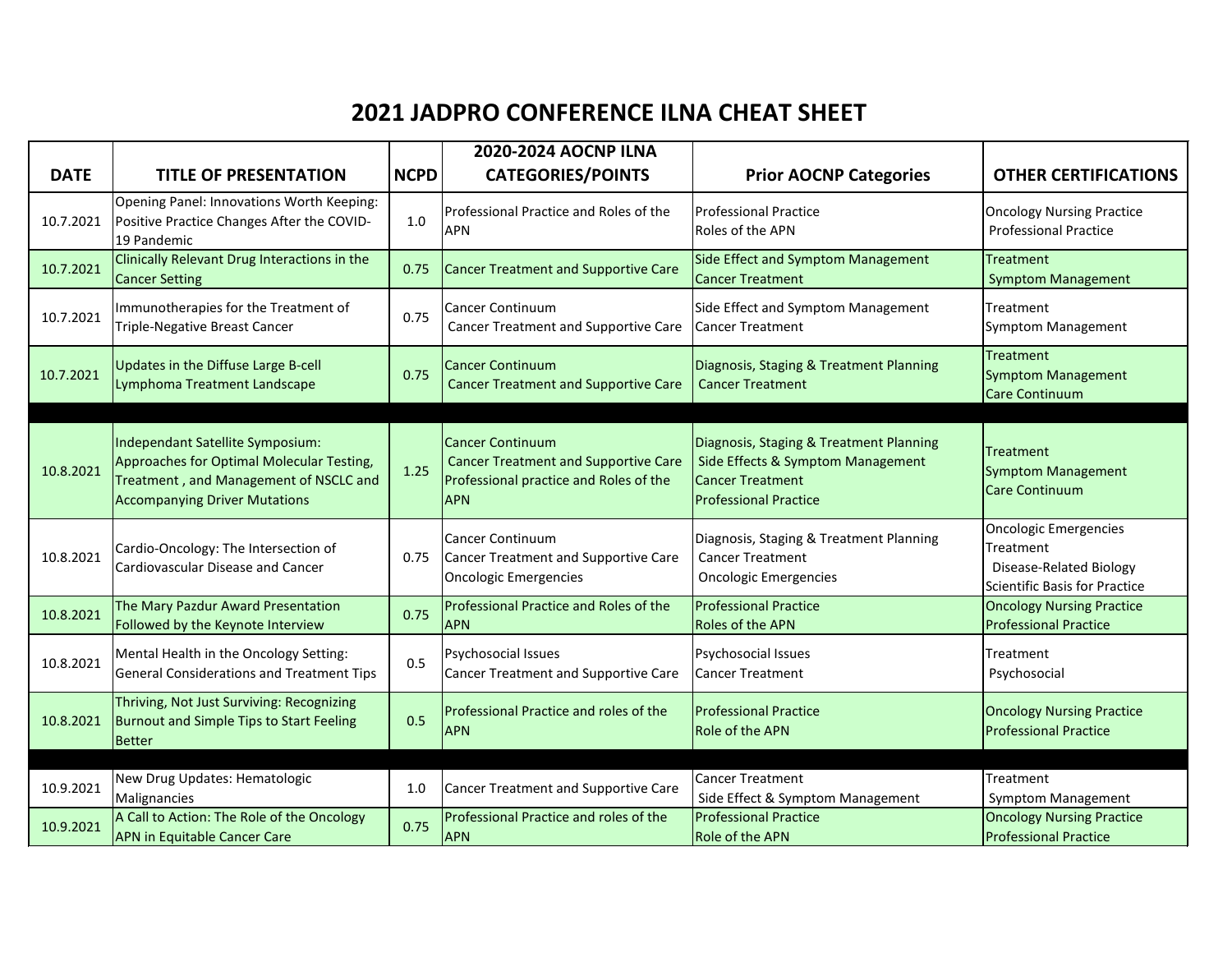# 2021 JADPRO CONFERENCE ILNA CHEAT SHEET

| DATE | TITLE OF PRESENTATION | NCPD | 2020-2024 AOCNP ILNA CATEGORIES/POINTS | Prior AOCNP Categories | OTHER CERTIFICATIONS |
|---|---|---|---|---|---|
| 10.7.2021 | Opening Panel: Innovations Worth Keeping: Positive Practice Changes After the COVID-19 Pandemic | 1.0 | Professional Practice and Roles of the APN | Professional Practice<br>Roles of the APN | Oncology Nursing Practice<br>Professional Practice |
| 10.7.2021 | Clinically Relevant Drug Interactions in the Cancer Setting | 0.75 | Cancer Treatment and Supportive Care | Side Effect and Symptom Management<br>Cancer Treatment | Treatment<br>Symptom Management |
| 10.7.2021 | Immunotherapies for the Treatment of Triple-Negative Breast Cancer | 0.75 | Cancer Continuum<br>Cancer Treatment and Supportive Care | Side Effect and Symptom Management<br>Cancer Treatment | Treatment<br>Symptom Management |
| 10.7.2021 | Updates in the Diffuse Large B-cell Lymphoma Treatment Landscape | 0.75 | Cancer Continuum<br>Cancer Treatment and Supportive Care | Diagnosis, Staging & Treatment Planning<br>Cancer Treatment | Treatment<br>Symptom Management<br>Care Continuum |
| | | | | | |
| 10.8.2021 | Independant Satellite Symposium: Approaches for Optimal Molecular Testing, Treatment , and Management of NSCLC and Accompanying Driver Mutations | 1.25 | Cancer Continuum<br>Cancer Treatment and Supportive Care<br>Professional practice and Roles of the APN | Diagnosis, Staging & Treatment Planning<br>Side Effects & Symptom Management<br>Cancer Treatment<br>Professional Practice | Treatment<br>Symptom Management<br>Care Continuum |
| 10.8.2021 | Cardio-Oncology: The Intersection of Cardiovascular Disease and Cancer | 0.75 | Cancer Continuum<br>Cancer Treatment and Supportive Care<br>Oncologic Emergencies | Diagnosis, Staging & Treatment Planning<br>Cancer Treatment<br>Oncologic Emergencies | Oncologic Emergencies<br>Treatment<br>Disease-Related Biology<br>Scientific Basis for Practice |
| 10.8.2021 | The Mary Pazdur Award Presentation Followed by the Keynote Interview | 0.75 | Professional Practice and Roles of the APN | Professional Practice<br>Roles of the APN | Oncology Nursing Practice<br>Professional Practice |
| 10.8.2021 | Mental Health in the Oncology Setting: General Considerations and Treatment Tips | 0.5 | Psychosocial Issues<br>Cancer Treatment and Supportive Care | Psychosocial Issues<br>Cancer Treatment | Treatment<br>Psychosocial |
| 10.8.2021 | Thriving, Not Just Surviving: Recognizing Burnout and Simple Tips to Start Feeling Better | 0.5 | Professional Practice and roles of the APN | Professional Practice<br>Role of the APN | Oncology Nursing Practice<br>Professional Practice |
| | | | | | |
| 10.9.2021 | New Drug Updates: Hematologic Malignancies | 1.0 | Cancer Treatment and Supportive Care | Cancer Treatment<br>Side Effect & Symptom Management | Treatment<br>Symptom Management |
| 10.9.2021 | A Call to Action: The Role of the Oncology APN in Equitable Cancer Care | 0.75 | Professional Practice and roles of the APN | Professional Practice<br>Role of the APN | Oncology Nursing Practice<br>Professional Practice |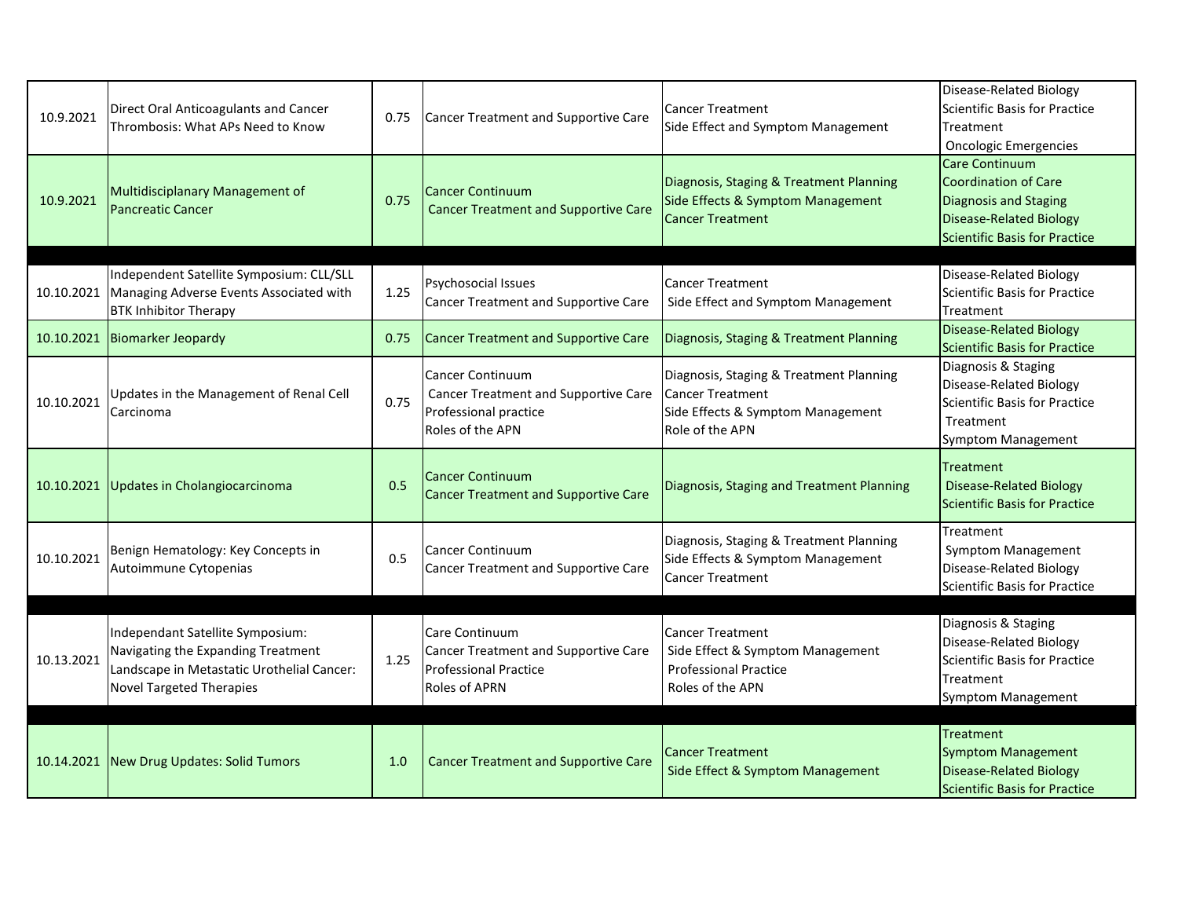| | | | | | |
|---|---|---|---|---|---|
| 10.9.2021 | Direct Oral Anticoagulants and Cancer Thrombosis: What APs Need to Know | 0.75 | Cancer Treatment and Supportive Care | Cancer Treatment<br>Side Effect and Symptom Management | Disease-Related Biology<br>Scientific Basis for Practice<br>Treatment<br>Oncologic Emergencies |
| 10.9.2021 | Multidisciplanary Management of Pancreatic Cancer | 0.75 | Cancer Continuum<br>Cancer Treatment and Supportive Care | Diagnosis, Staging & Treatment Planning<br>Side Effects & Symptom Management<br>Cancer Treatment | Care Continuum<br>Coordination of Care<br>Diagnosis and Staging<br>Disease-Related Biology<br>Scientific Basis for Practice |
| | | | | | |
| 10.10.2021 | Independent Satellite Symposium: CLL/SLL Managing Adverse Events Associated with BTK Inhibitor Therapy | 1.25 | Psychosocial Issues<br>Cancer Treatment and Supportive Care | Cancer Treatment<br>Side Effect and Symptom Management | Disease-Related Biology<br>Scientific Basis for Practice<br>Treatment |
| 10.10.2021 | Biomarker Jeopardy | 0.75 | Cancer Treatment and Supportive Care | Diagnosis, Staging & Treatment Planning | Disease-Related Biology<br>Scientific Basis for Practice |
| 10.10.2021 | Updates in the Management of Renal Cell Carcinoma | 0.75 | Cancer Continuum<br>Cancer Treatment and Supportive Care<br>Professional practice<br>Roles of the APN | Diagnosis, Staging & Treatment Planning<br>Cancer Treatment<br>Side Effects & Symptom Management<br>Role of the APN | Diagnosis & Staging<br>Disease-Related Biology<br>Scientific Basis for Practice<br>Treatment<br>Symptom Management |
| 10.10.2021 | Updates in Cholangiocarcinoma | 0.5 | Cancer Continuum<br>Cancer Treatment and Supportive Care | Diagnosis, Staging and Treatment Planning | Treatment<br>Disease-Related Biology<br>Scientific Basis for Practice |
| 10.10.2021 | Benign Hematology: Key Concepts in Autoimmune Cytopenias | 0.5 | Cancer Continuum<br>Cancer Treatment and Supportive Care | Diagnosis, Staging & Treatment Planning<br>Side Effects & Symptom Management<br>Cancer Treatment | Treatment<br>Symptom Management<br>Disease-Related Biology<br>Scientific Basis for Practice |
| | | | | | |
| 10.13.2021 | Independant Satellite Symposium: Navigating the Expanding Treatment Landscape in Metastatic Urothelial Cancer: Novel Targeted Therapies | 1.25 | Care Continuum<br>Cancer Treatment and Supportive Care<br>Professional Practice<br>Roles of APRN | Cancer Treatment<br>Side Effect & Symptom Management<br>Professional Practice<br>Roles of the APN | Diagnosis & Staging<br>Disease-Related Biology<br>Scientific Basis for Practice<br>Treatment<br>Symptom Management |
| | | | | | |
| 10.14.2021 | New Drug Updates: Solid Tumors | 1.0 | Cancer Treatment and Supportive Care | Cancer Treatment<br>Side Effect & Symptom Management | Treatment<br>Symptom Management<br>Disease-Related Biology<br>Scientific Basis for Practice |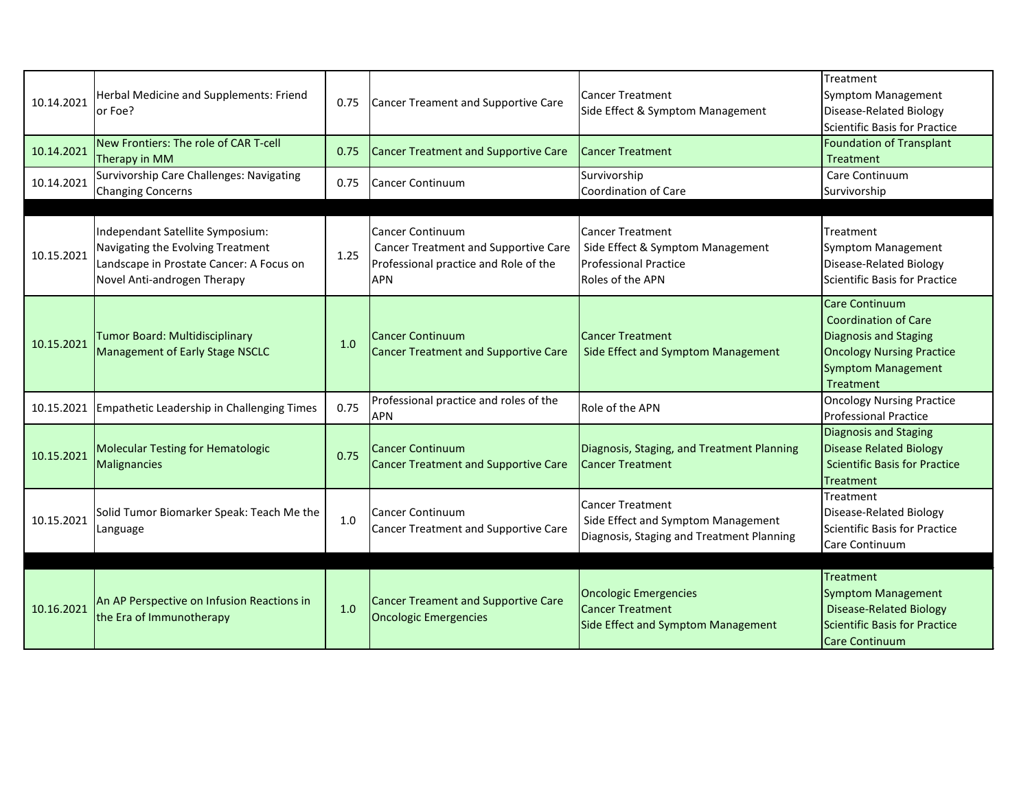| | | | | | |
|---|---|---|---|---|---|
| 10.14.2021 | Herbal Medicine and Supplements: Friend or Foe? | 0.75 | Cancer Treament and Supportive Care | Cancer Treatment<br>Side Effect & Symptom Management | Treatment<br>Symptom Management<br>Disease-Related Biology<br>Scientific Basis for Practice |
| 10.14.2021 | New Frontiers: The role of CAR T-cell Therapy in MM | 0.75 | Cancer Treatment and Supportive Care | Cancer Treatment | Foundation of Transplant Treatment |
| 10.14.2021 | Survivorship Care Challenges: Navigating Changing Concerns | 0.75 | Cancer Continuum | Survivorship<br>Coordination of Care | Care Continuum<br>Survivorship |
| | | | | | |
| 10.15.2021 | Independant Satellite Symposium: Navigating the Evolving Treatment Landscape in Prostate Cancer: A Focus on Novel Anti-androgen Therapy | 1.25 | Cancer Continuum<br>Cancer Treatment and Supportive Care<br>Professional practice and Role of the APN | Cancer Treatment<br>Side Effect & Symptom Management<br>Professional Practice<br>Roles of the APN | Treatment<br>Symptom Management<br>Disease-Related Biology<br>Scientific Basis for Practice |
| 10.15.2021 | Tumor Board: Multidisciplinary Management of Early Stage NSCLC | 1.0 | Cancer Continuum<br>Cancer Treatment and Supportive Care | Cancer Treatment<br>Side Effect and Symptom Management | Care Continuum<br>Coordination of Care<br>Diagnosis and Staging<br>Oncology Nursing Practice<br>Symptom Management<br>Treatment |
| 10.15.2021 | Empathetic Leadership in Challenging Times | 0.75 | Professional practice and roles of the APN | Role of the APN | Oncology Nursing Practice<br>Professional Practice |
| 10.15.2021 | Molecular Testing for Hematologic Malignancies | 0.75 | Cancer Continuum<br>Cancer Treatment and Supportive Care | Diagnosis, Staging, and Treatment Planning<br>Cancer Treatment | Diagnosis and Staging<br>Disease Related Biology<br>Scientific Basis for Practice<br>Treatment |
| 10.15.2021 | Solid Tumor Biomarker Speak: Teach Me the Language | 1.0 | Cancer Continuum<br>Cancer Treatment and Supportive Care | Cancer Treatment<br>Side Effect and Symptom Management<br>Diagnosis, Staging and Treatment Planning | Treatment<br>Disease-Related Biology<br>Scientific Basis for Practice<br>Care Continuum |
| | | | | | |
| 10.16.2021 | An AP Perspective on Infusion Reactions in the Era of Immunotherapy | 1.0 | Cancer Treament and Supportive Care<br>Oncologic Emergencies | Oncologic Emergencies<br>Cancer Treatment<br>Side Effect and Symptom Management | Treatment<br>Symptom Management<br>Disease-Related Biology<br>Scientific Basis for Practice<br>Care Continuum |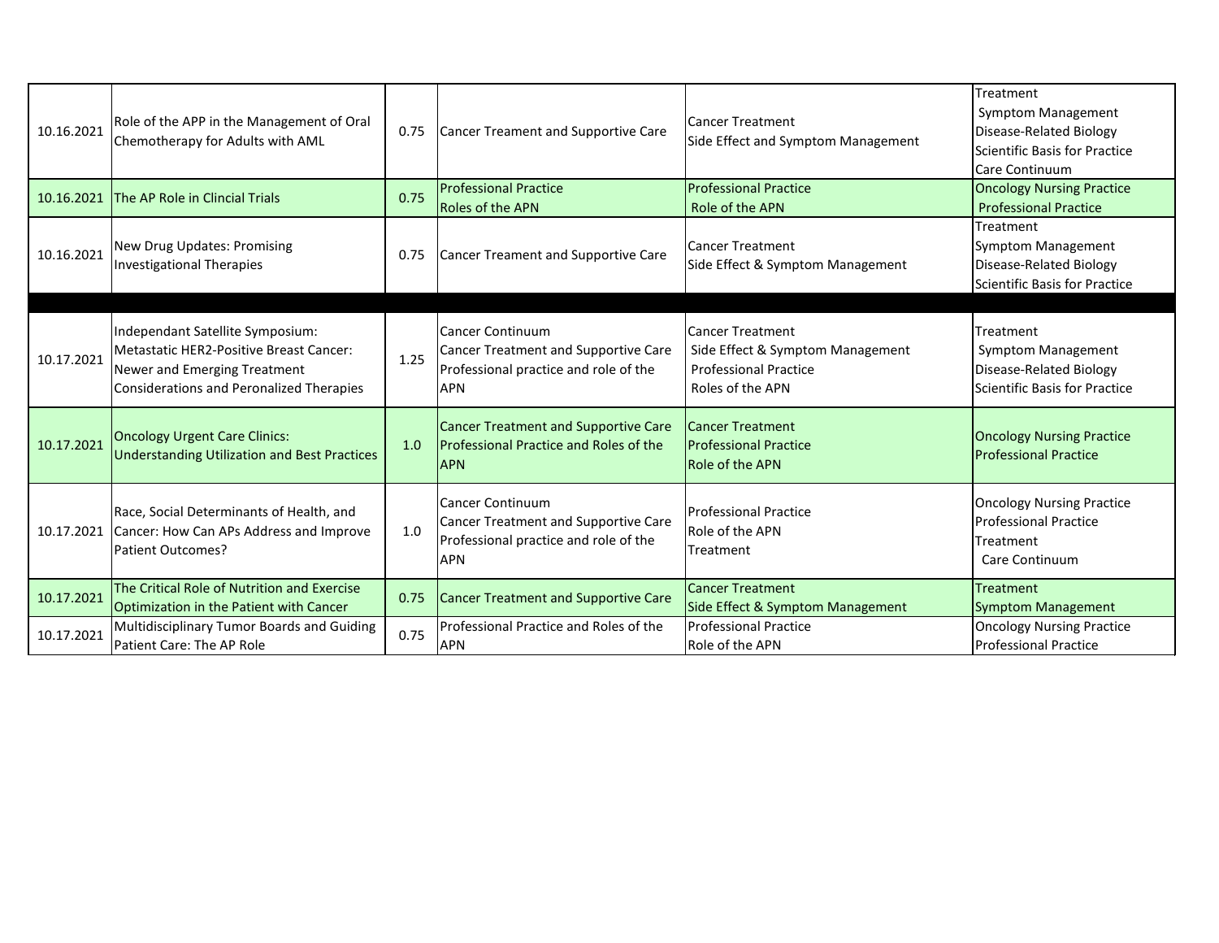| | | | | | |
|---|---|---|---|---|---|
| 10.16.2021 | Role of the APP in the Management of Oral Chemotherapy for Adults with AML | 0.75 | Cancer Treament and Supportive Care | Cancer Treatment<br>Side Effect and Symptom Management | Treatment<br>Symptom Management<br>Disease-Related Biology<br>Scientific Basis for Practice<br>Care Continuum |
| 10.16.2021 | The AP Role in Clincial Trials | 0.75 | Professional Practice<br>Roles of the APN | Professional Practice<br>Role of the APN | Oncology Nursing Practice<br>Professional Practice |
| 10.16.2021 | New Drug Updates: Promising Investigational Therapies | 0.75 | Cancer Treament and Supportive Care | Cancer Treatment<br>Side Effect & Symptom Management | Treatment<br>Symptom Management<br>Disease-Related Biology<br>Scientific Basis for Practice |
| | | | | | |
| 10.17.2021 | Independant Satellite Symposium: Metastatic HER2-Positive Breast Cancer: Newer and Emerging Treatment Considerations and Peronalized Therapies | 1.25 | Cancer Continuum<br>Cancer Treatment and Supportive Care<br>Professional practice and role of the APN | Cancer Treatment<br>Side Effect & Symptom Management<br>Professional Practice<br>Roles of the APN | Treatment<br>Symptom Management<br>Disease-Related Biology<br>Scientific Basis for Practice |
| 10.17.2021 | Oncology Urgent Care Clinics: Understanding Utilization and Best Practices | 1.0 | Cancer Treatment and Supportive Care<br>Professional Practice and Roles of the APN | Cancer Treatment<br>Professional Practice<br>Role of the APN | Oncology Nursing Practice<br>Professional Practice |
| 10.17.2021 | Race, Social Determinants of Health, and Cancer: How Can APs Address and Improve Patient Outcomes? | 1.0 | Cancer Continuum<br>Cancer Treatment and Supportive Care<br>Professional practice and role of the APN | Professional Practice<br>Role of the APN<br>Treatment | Oncology Nursing Practice<br>Professional Practice<br>Treatment<br>Care Continuum |
| 10.17.2021 | The Critical Role of Nutrition and Exercise Optimization in the Patient with Cancer | 0.75 | Cancer Treatment and Supportive Care | Cancer Treatment<br>Side Effect & Symptom Management | Treatment<br>Symptom Management |
| 10.17.2021 | Multidisciplinary Tumor Boards and Guiding Patient Care: The AP Role | 0.75 | Professional Practice and Roles of the APN | Professional Practice<br>Role of the APN | Oncology Nursing Practice<br>Professional Practice |